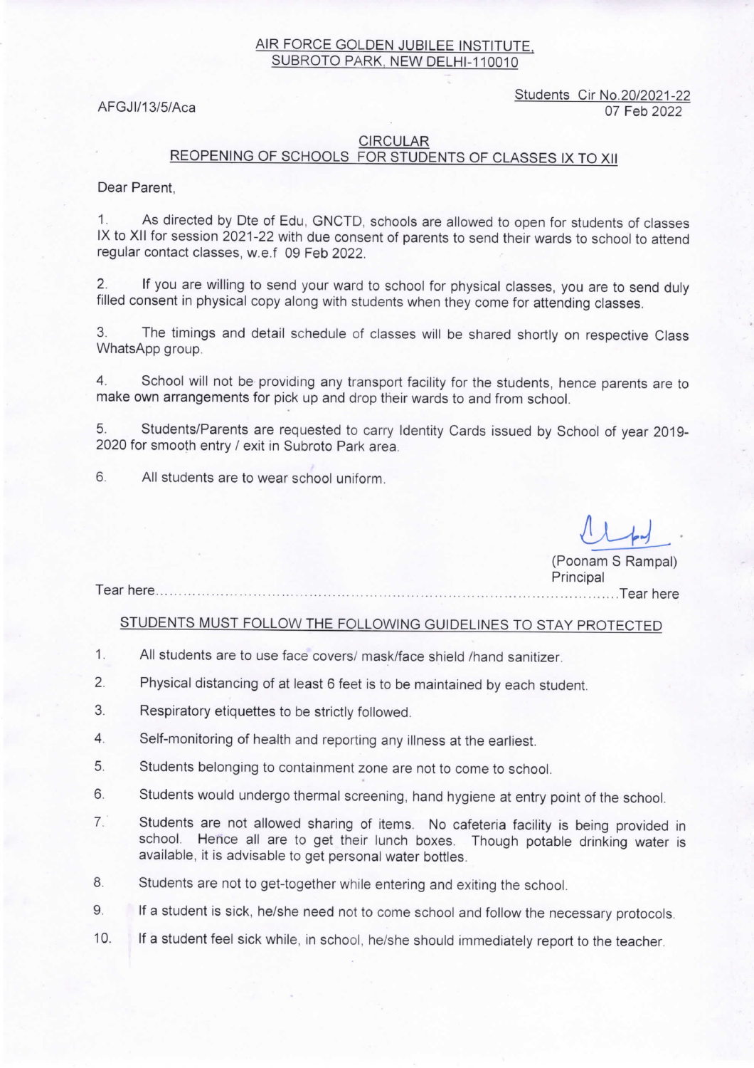AIR FORCE GOLDEN JUBILEE INSTITUTE,
SUBROTO PARK, NEW DELHI-110010

AFGJI/13/5/Aca

Students Cir No.20/2021-22
07 Feb 2022

## CIRCULAR
## REOPENING OF SCHOOLS FOR STUDENTS OF CLASSES IX TO XII

Dear Parent,

1. As directed by Dte of Edu, GNCTD, schools are allowed to open for students of classes IX to XII for session 2021-22 with due consent of parents to send their wards to school to attend regular contact classes, w.e.f 09 Feb 2022.

2. If you are willing to send your ward to school for physical classes, you are to send duly filled consent in physical copy along with students when they come for attending classes.

3. The timings and detail schedule of classes will be shared shortly on respective Class WhatsApp group.

4. School will not be providing any transport facility for the students, hence parents are to make own arrangements for pick up and drop their wards to and from school.

5. Students/Parents are requested to carry Identity Cards issued by School of year 2019-2020 for smooth entry / exit in Subroto Park area.

6. All students are to wear school uniform.

(Poonam S Rampal)
Principal

Tear here.......................................................................................................Tear here

## STUDENTS MUST FOLLOW THE FOLLOWING GUIDELINES TO STAY PROTECTED

1. All students are to use face covers/ mask/face shield /hand sanitizer.
2. Physical distancing of at least 6 feet is to be maintained by each student.
3. Respiratory etiquettes to be strictly followed.
4. Self-monitoring of health and reporting any illness at the earliest.
5. Students belonging to containment zone are not to come to school.
6. Students would undergo thermal screening, hand hygiene at entry point of the school.
7. Students are not allowed sharing of items. No cafeteria facility is being provided in school. Hence all are to get their lunch boxes. Though potable drinking water is available, it is advisable to get personal water bottles.
8. Students are not to get-together while entering and exiting the school.
9. If a student is sick, he/she need not to come school and follow the necessary protocols.
10. If a student feel sick while, in school, he/she should immediately report to the teacher.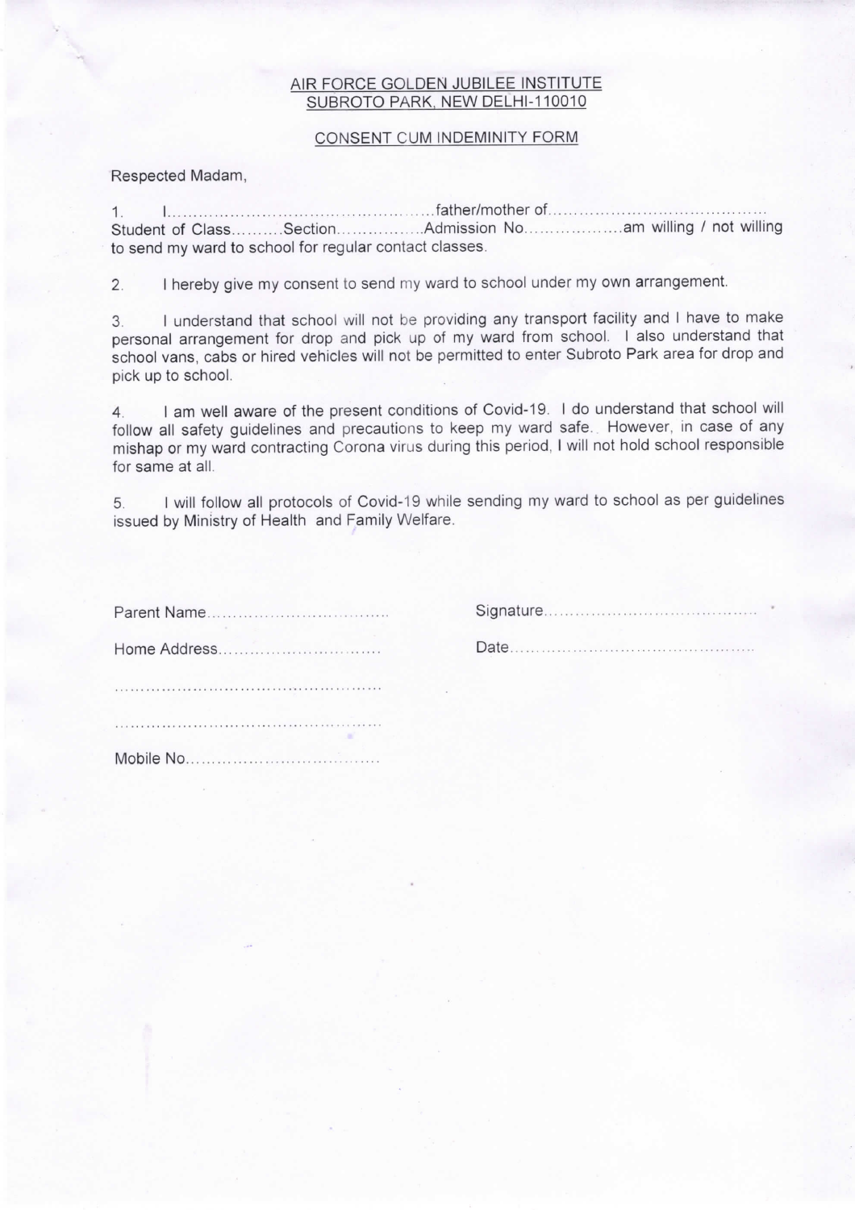AIR FORCE GOLDEN JUBILEE INSTITUTE
SUBROTO PARK, NEW DELHI-110010

CONSENT CUM INDEMINITY FORM

Respected Madam,

1. I..................................................father/mother of.........................................
Student of Class..........Section.................Admission No...................am willing / not willing to send my ward to school for regular contact classes.

2. I hereby give my consent to send my ward to school under my own arrangement.

3. I understand that school will not be providing any transport facility and I have to make personal arrangement for drop and pick up of my ward from school. I also understand that school vans, cabs or hired vehicles will not be permitted to enter Subroto Park area for drop and pick up to school.

4. I am well aware of the present conditions of Covid-19. I do understand that school will follow all safety guidelines and precautions to keep my ward safe.. However, in case of any mishap or my ward contracting Corona virus during this period, I will not hold school responsible for same at all.

5. I will follow all protocols of Covid-19 while sending my ward to school as per guidelines issued by Ministry of Health and Family Welfare.

Parent Name.................................

Signature.......................................

Home Address..............................

Date.............................................

................................................

................................................

Mobile No...................................